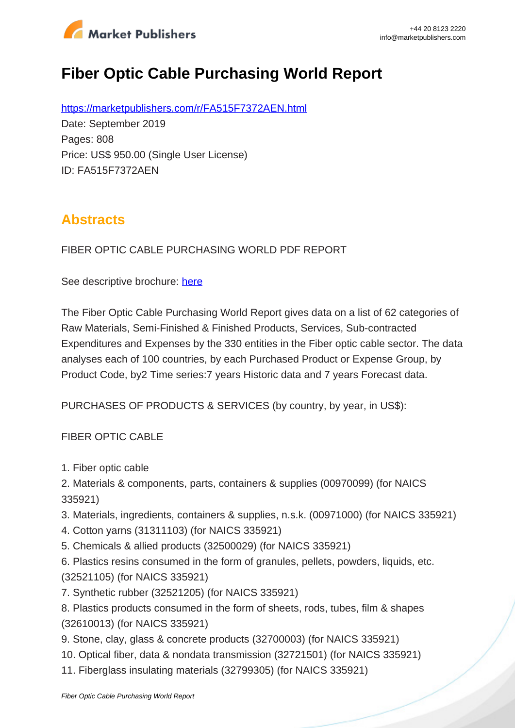# Fiber Optic Cable Purchasing World Report

https://marketpublishers.com/r/FA515F7372AEN.html

Date: September 2019

Pages: 808

Price: US$ 950.00 (Single User License)

ID: FA515F7372AEN

## Abstracts

FIBER OPTIC CABLE PURCHASING WORLD PDF REPORT

See descriptive brochure: here

The Fiber Optic Cable Purchasing World Report gives data on a list of 62 categories of Raw Materials, Semi-Finished & Finished Products, Services, Sub-contracted Expenditures and Expenses by the 330 entities in the Fiber optic cable sector. The data analyses each of 100 countries, by each Purchased Product or Expense Group, by Product Code, by2 Time series:7 years Historic data and 7 years Forecast data.

PURCHASES OF PRODUCTS & SERVICES (by country, by year, in US$):

FIBER OPTIC CABLE

1. Fiber optic cable
2. Materials & components, parts, containers & supplies (00970099) (for NAICS 335921)
3. Materials, ingredients, containers & supplies, n.s.k. (00971000) (for NAICS 335921)
4. Cotton yarns (31311103) (for NAICS 335921)
5. Chemicals & allied products (32500029) (for NAICS 335921)
6. Plastics resins consumed in the form of granules, pellets, powders, liquids, etc. (32521105) (for NAICS 335921)
7. Synthetic rubber (32521205) (for NAICS 335921)
8. Plastics products consumed in the form of sheets, rods, tubes, film & shapes (32610013) (for NAICS 335921)
9. Stone, clay, glass & concrete products (32700003) (for NAICS 335921)
10. Optical fiber, data & nondata transmission (32721501) (for NAICS 335921)
11. Fiberglass insulating materials (32799305) (for NAICS 335921)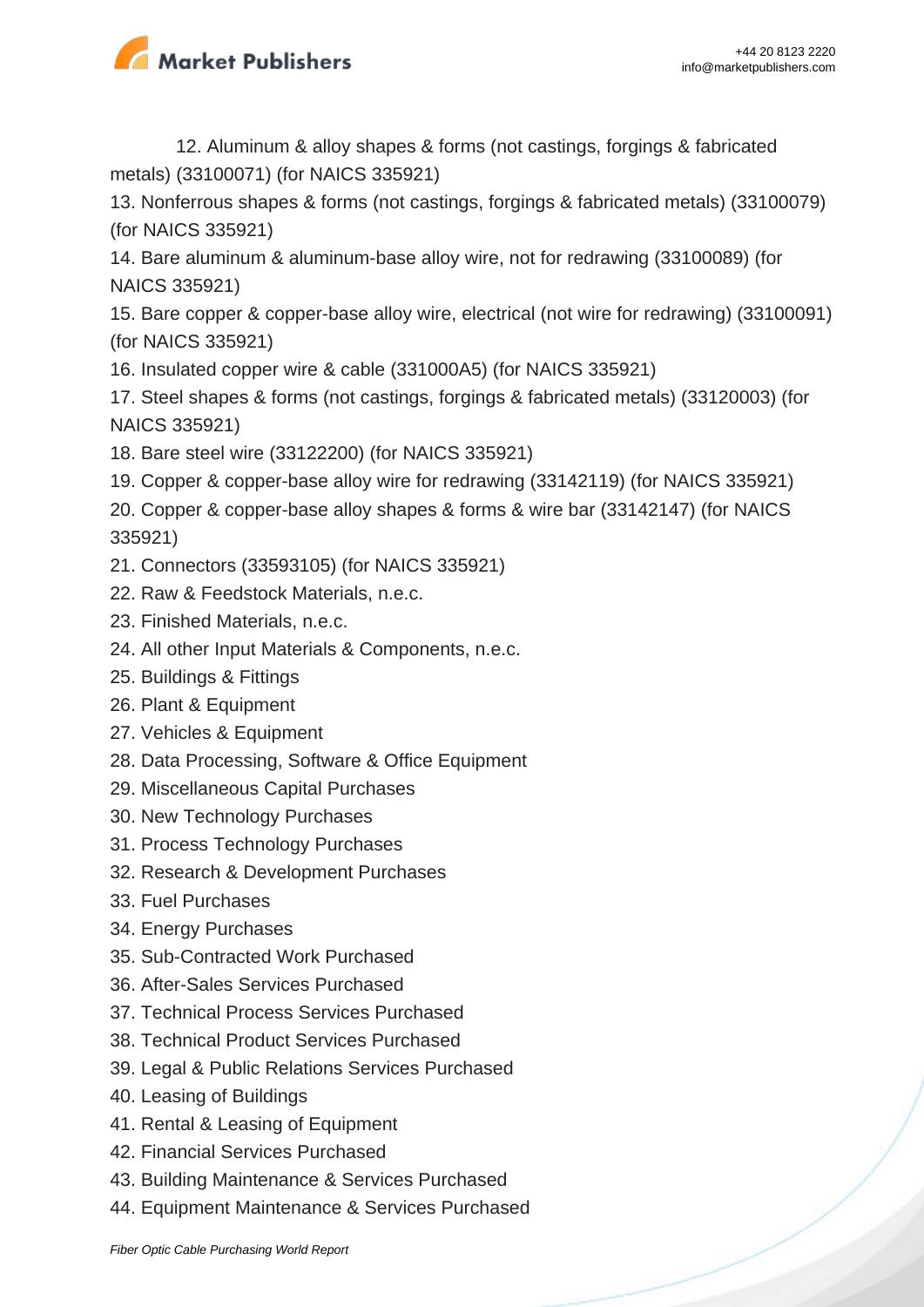12. Aluminum & alloy shapes & forms (not castings, forgings & fabricated metals) (33100071) (for NAICS 335921)
13. Nonferrous shapes & forms (not castings, forgings & fabricated metals) (33100079) (for NAICS 335921)
14. Bare aluminum & aluminum-base alloy wire, not for redrawing (33100089) (for NAICS 335921)
15. Bare copper & copper-base alloy wire, electrical (not wire for redrawing) (33100091) (for NAICS 335921)
16. Insulated copper wire & cable (331000A5) (for NAICS 335921)
17. Steel shapes & forms (not castings, forgings & fabricated metals) (33120003) (for NAICS 335921)
18. Bare steel wire (33122200) (for NAICS 335921)
19. Copper & copper-base alloy wire for redrawing (33142119) (for NAICS 335921)
20. Copper & copper-base alloy shapes & forms & wire bar (33142147) (for NAICS 335921)
21. Connectors (33593105) (for NAICS 335921)
22. Raw & Feedstock Materials, n.e.c.
23. Finished Materials, n.e.c.
24. All other Input Materials & Components, n.e.c.
25. Buildings & Fittings
26. Plant & Equipment
27. Vehicles & Equipment
28. Data Processing, Software & Office Equipment
29. Miscellaneous Capital Purchases
30. New Technology Purchases
31. Process Technology Purchases
32. Research & Development Purchases
33. Fuel Purchases
34. Energy Purchases
35. Sub-Contracted Work Purchased
36. After-Sales Services Purchased
37. Technical Process Services Purchased
38. Technical Product Services Purchased
39. Legal & Public Relations Services Purchased
40. Leasing of Buildings
41. Rental & Leasing of Equipment
42. Financial Services Purchased
43. Building Maintenance & Services Purchased
44. Equipment Maintenance & Services Purchased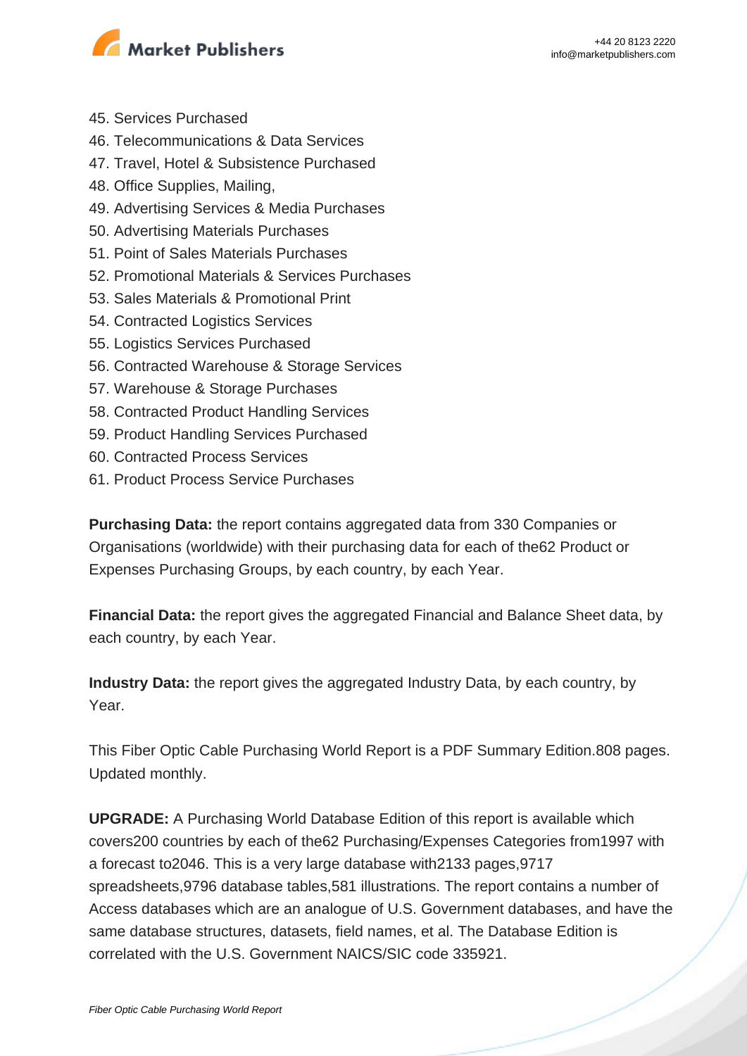45. Services Purchased
46. Telecommunications & Data Services
47. Travel, Hotel & Subsistence Purchased
48. Office Supplies, Mailing,
49. Advertising Services & Media Purchases
50. Advertising Materials Purchases
51. Point of Sales Materials Purchases
52. Promotional Materials & Services Purchases
53. Sales Materials & Promotional Print
54. Contracted Logistics Services
55. Logistics Services Purchased
56. Contracted Warehouse & Storage Services
57. Warehouse & Storage Purchases
58. Contracted Product Handling Services
59. Product Handling Services Purchased
60. Contracted Process Services
61. Product Process Service Purchases

**Purchasing Data:** the report contains aggregated data from 330 Companies or Organisations (worldwide) with their purchasing data for each of the62 Product or Expenses Purchasing Groups, by each country, by each Year.

**Financial Data:** the report gives the aggregated Financial and Balance Sheet data, by each country, by each Year.

**Industry Data:** the report gives the aggregated Industry Data, by each country, by Year.

This Fiber Optic Cable Purchasing World Report is a PDF Summary Edition.808 pages. Updated monthly.

**UPGRADE:** A Purchasing World Database Edition of this report is available which covers200 countries by each of the62 Purchasing/Expenses Categories from1997 with a forecast to2046. This is a very large database with2133 pages,9717 spreadsheets,9796 database tables,581 illustrations. The report contains a number of Access databases which are an analogue of U.S. Government databases, and have the same database structures, datasets, field names, et al. The Database Edition is correlated with the U.S. Government NAICS/SIC code 335921.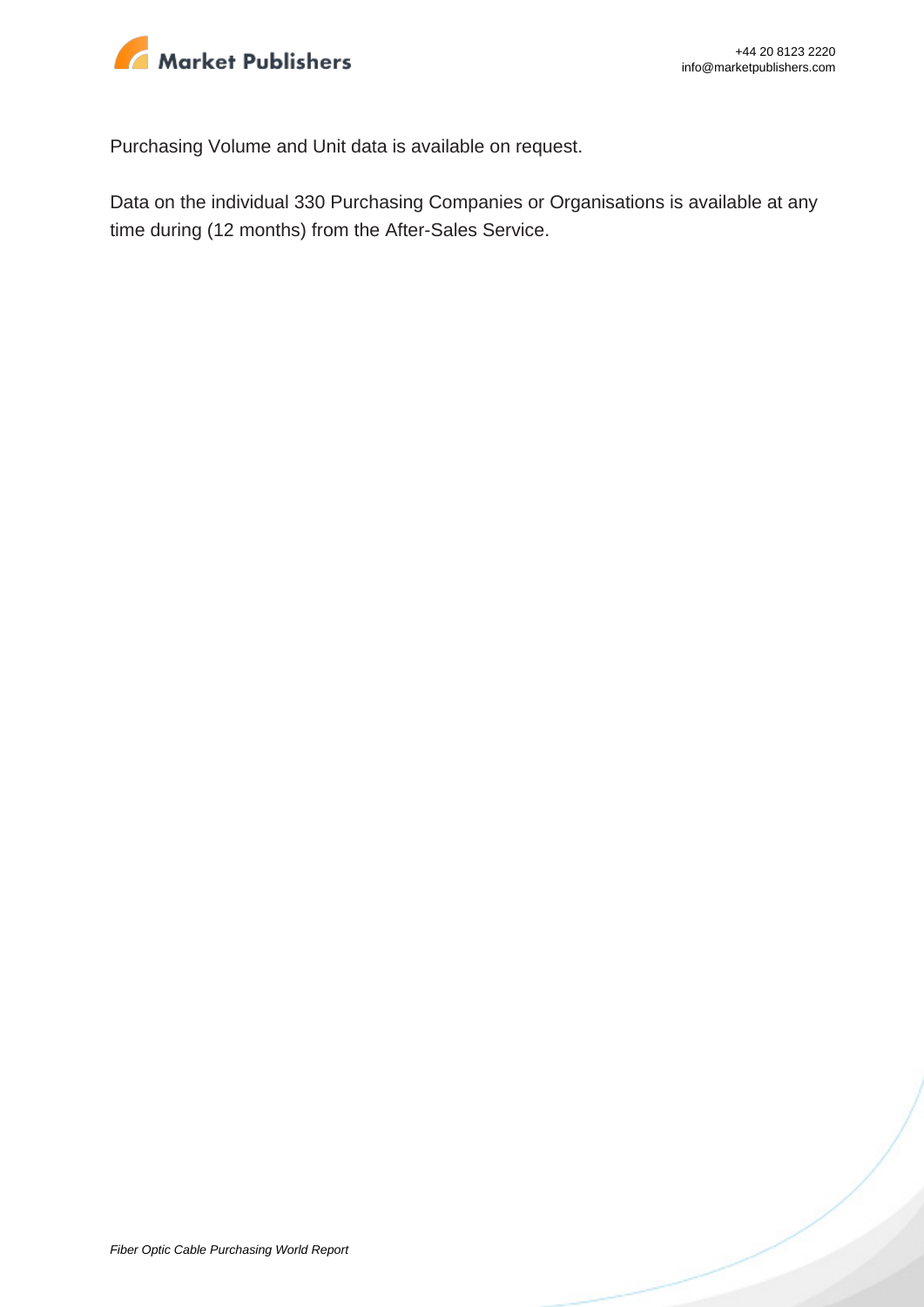Purchasing Volume and Unit data is available on request.

Data on the individual 330 Purchasing Companies or Organisations is available at any time during (12 months) from the After-Sales Service.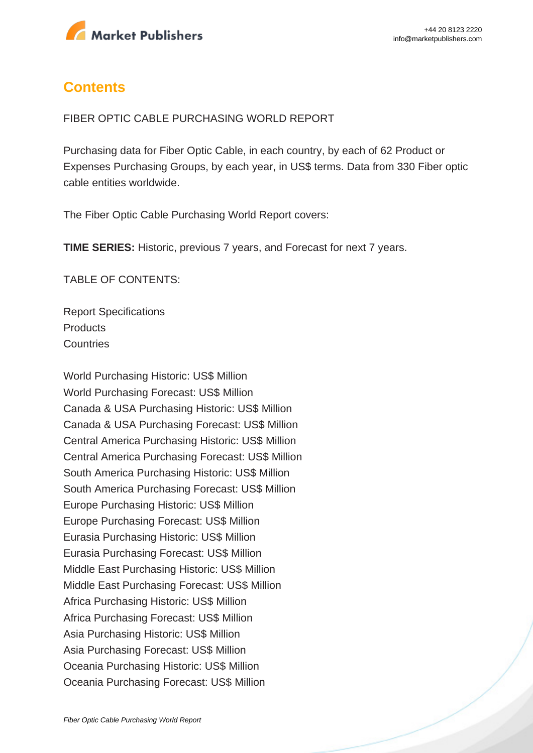## Contents

FIBER OPTIC CABLE PURCHASING WORLD REPORT

Purchasing data for Fiber Optic Cable, in each country, by each of 62 Product or Expenses Purchasing Groups, by each year, in US$ terms. Data from 330 Fiber optic cable entities worldwide.

The Fiber Optic Cable Purchasing World Report covers:

**TIME SERIES:** Historic, previous 7 years, and Forecast for next 7 years.

TABLE OF CONTENTS:

Report Specifications
Products
Countries

World Purchasing Historic: US$ Million
World Purchasing Forecast: US$ Million
Canada & USA Purchasing Historic: US$ Million
Canada & USA Purchasing Forecast: US$ Million
Central America Purchasing Historic: US$ Million
Central America Purchasing Forecast: US$ Million
South America Purchasing Historic: US$ Million
South America Purchasing Forecast: US$ Million
Europe Purchasing Historic: US$ Million
Europe Purchasing Forecast: US$ Million
Eurasia Purchasing Historic: US$ Million
Eurasia Purchasing Forecast: US$ Million
Middle East Purchasing Historic: US$ Million
Middle East Purchasing Forecast: US$ Million
Africa Purchasing Historic: US$ Million
Africa Purchasing Forecast: US$ Million
Asia Purchasing Historic: US$ Million
Asia Purchasing Forecast: US$ Million
Oceania Purchasing Historic: US$ Million
Oceania Purchasing Forecast: US$ Million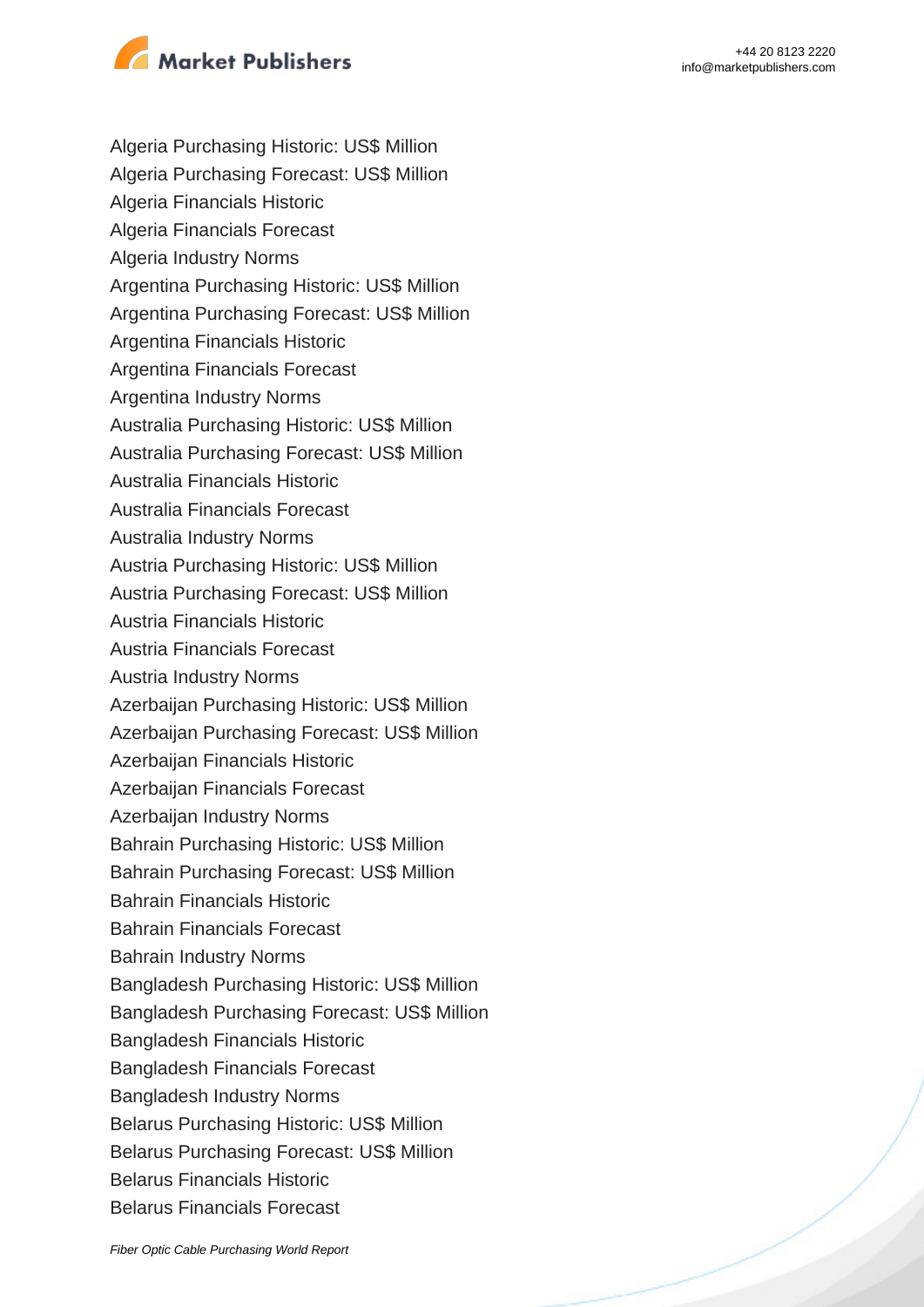Algeria Purchasing Historic: US$ Million
Algeria Purchasing Forecast: US$ Million
Algeria Financials Historic
Algeria Financials Forecast
Algeria Industry Norms
Argentina Purchasing Historic: US$ Million
Argentina Purchasing Forecast: US$ Million
Argentina Financials Historic
Argentina Financials Forecast
Argentina Industry Norms
Australia Purchasing Historic: US$ Million
Australia Purchasing Forecast: US$ Million
Australia Financials Historic
Australia Financials Forecast
Australia Industry Norms
Austria Purchasing Historic: US$ Million
Austria Purchasing Forecast: US$ Million
Austria Financials Historic
Austria Financials Forecast
Austria Industry Norms
Azerbaijan Purchasing Historic: US$ Million
Azerbaijan Purchasing Forecast: US$ Million
Azerbaijan Financials Historic
Azerbaijan Financials Forecast
Azerbaijan Industry Norms
Bahrain Purchasing Historic: US$ Million
Bahrain Purchasing Forecast: US$ Million
Bahrain Financials Historic
Bahrain Financials Forecast
Bahrain Industry Norms
Bangladesh Purchasing Historic: US$ Million
Bangladesh Purchasing Forecast: US$ Million
Bangladesh Financials Historic
Bangladesh Financials Forecast
Bangladesh Industry Norms
Belarus Purchasing Historic: US$ Million
Belarus Purchasing Forecast: US$ Million
Belarus Financials Historic
Belarus Financials Forecast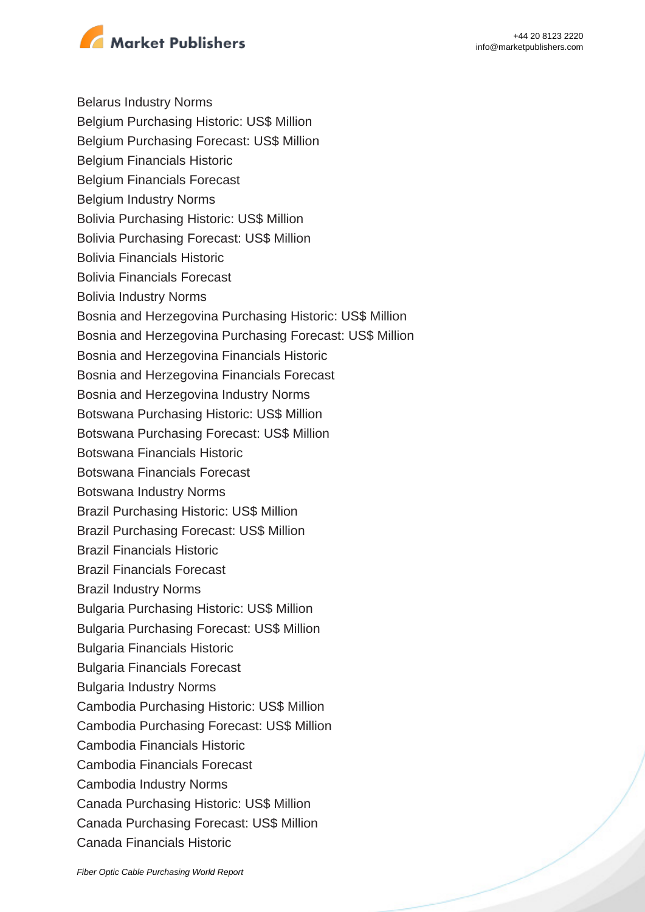Belarus Industry Norms
Belgium Purchasing Historic: US$ Million
Belgium Purchasing Forecast: US$ Million
Belgium Financials Historic
Belgium Financials Forecast
Belgium Industry Norms
Bolivia Purchasing Historic: US$ Million
Bolivia Purchasing Forecast: US$ Million
Bolivia Financials Historic
Bolivia Financials Forecast
Bolivia Industry Norms
Bosnia and Herzegovina Purchasing Historic: US$ Million
Bosnia and Herzegovina Purchasing Forecast: US$ Million
Bosnia and Herzegovina Financials Historic
Bosnia and Herzegovina Financials Forecast
Bosnia and Herzegovina Industry Norms
Botswana Purchasing Historic: US$ Million
Botswana Purchasing Forecast: US$ Million
Botswana Financials Historic
Botswana Financials Forecast
Botswana Industry Norms
Brazil Purchasing Historic: US$ Million
Brazil Purchasing Forecast: US$ Million
Brazil Financials Historic
Brazil Financials Forecast
Brazil Industry Norms
Bulgaria Purchasing Historic: US$ Million
Bulgaria Purchasing Forecast: US$ Million
Bulgaria Financials Historic
Bulgaria Financials Forecast
Bulgaria Industry Norms
Cambodia Purchasing Historic: US$ Million
Cambodia Purchasing Forecast: US$ Million
Cambodia Financials Historic
Cambodia Financials Forecast
Cambodia Industry Norms
Canada Purchasing Historic: US$ Million
Canada Purchasing Forecast: US$ Million
Canada Financials Historic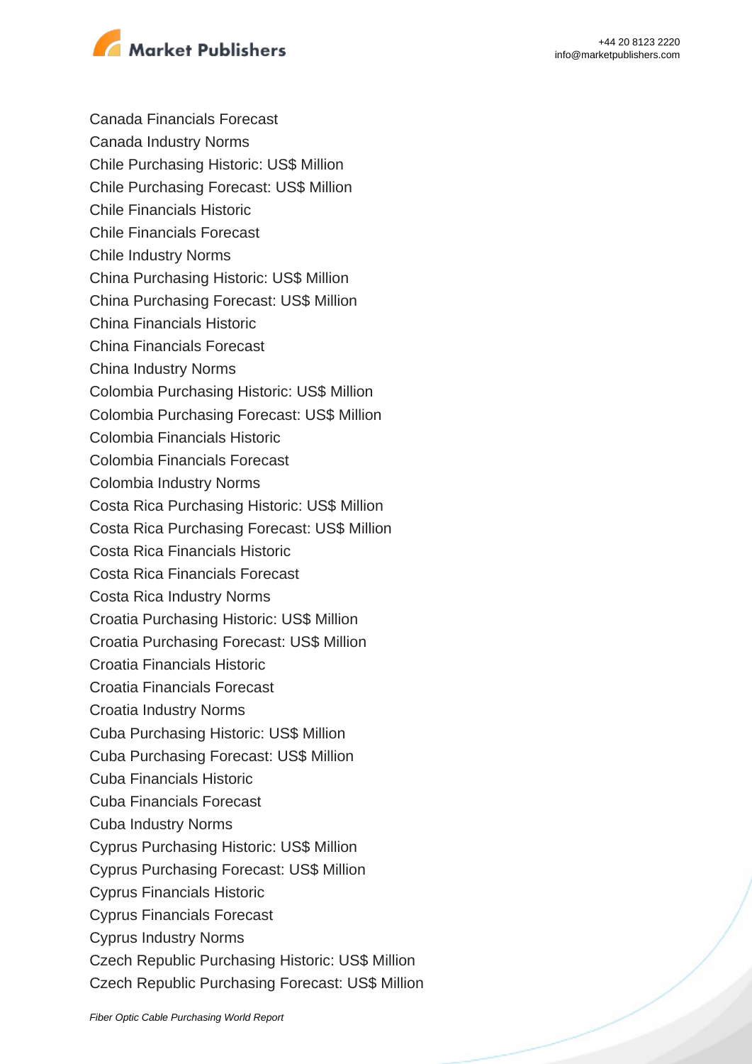Canada Financials Forecast
Canada Industry Norms
Chile Purchasing Historic: US$ Million
Chile Purchasing Forecast: US$ Million
Chile Financials Historic
Chile Financials Forecast
Chile Industry Norms
China Purchasing Historic: US$ Million
China Purchasing Forecast: US$ Million
China Financials Historic
China Financials Forecast
China Industry Norms
Colombia Purchasing Historic: US$ Million
Colombia Purchasing Forecast: US$ Million
Colombia Financials Historic
Colombia Financials Forecast
Colombia Industry Norms
Costa Rica Purchasing Historic: US$ Million
Costa Rica Purchasing Forecast: US$ Million
Costa Rica Financials Historic
Costa Rica Financials Forecast
Costa Rica Industry Norms
Croatia Purchasing Historic: US$ Million
Croatia Purchasing Forecast: US$ Million
Croatia Financials Historic
Croatia Financials Forecast
Croatia Industry Norms
Cuba Purchasing Historic: US$ Million
Cuba Purchasing Forecast: US$ Million
Cuba Financials Historic
Cuba Financials Forecast
Cuba Industry Norms
Cyprus Purchasing Historic: US$ Million
Cyprus Purchasing Forecast: US$ Million
Cyprus Financials Historic
Cyprus Financials Forecast
Cyprus Industry Norms
Czech Republic Purchasing Historic: US$ Million
Czech Republic Purchasing Forecast: US$ Million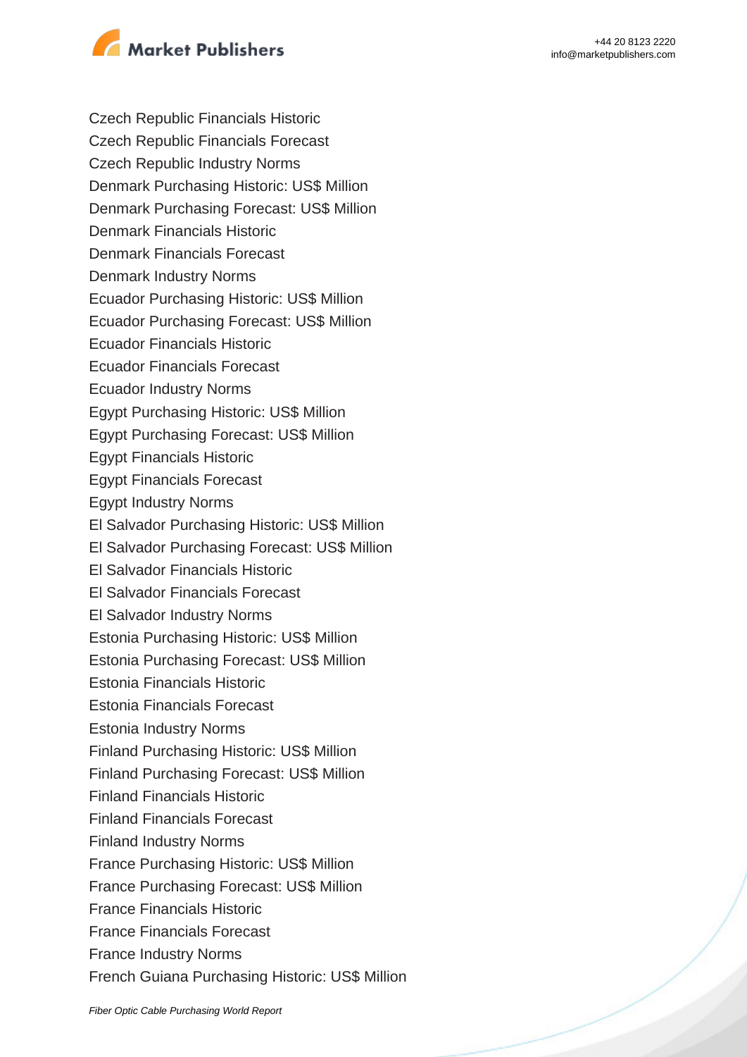Czech Republic Financials Historic
Czech Republic Financials Forecast
Czech Republic Industry Norms
Denmark Purchasing Historic: US$ Million
Denmark Purchasing Forecast: US$ Million
Denmark Financials Historic
Denmark Financials Forecast
Denmark Industry Norms
Ecuador Purchasing Historic: US$ Million
Ecuador Purchasing Forecast: US$ Million
Ecuador Financials Historic
Ecuador Financials Forecast
Ecuador Industry Norms
Egypt Purchasing Historic: US$ Million
Egypt Purchasing Forecast: US$ Million
Egypt Financials Historic
Egypt Financials Forecast
Egypt Industry Norms
El Salvador Purchasing Historic: US$ Million
El Salvador Purchasing Forecast: US$ Million
El Salvador Financials Historic
El Salvador Financials Forecast
El Salvador Industry Norms
Estonia Purchasing Historic: US$ Million
Estonia Purchasing Forecast: US$ Million
Estonia Financials Historic
Estonia Financials Forecast
Estonia Industry Norms
Finland Purchasing Historic: US$ Million
Finland Purchasing Forecast: US$ Million
Finland Financials Historic
Finland Financials Forecast
Finland Industry Norms
France Purchasing Historic: US$ Million
France Purchasing Forecast: US$ Million
France Financials Historic
France Financials Forecast
France Industry Norms
French Guiana Purchasing Historic: US$ Million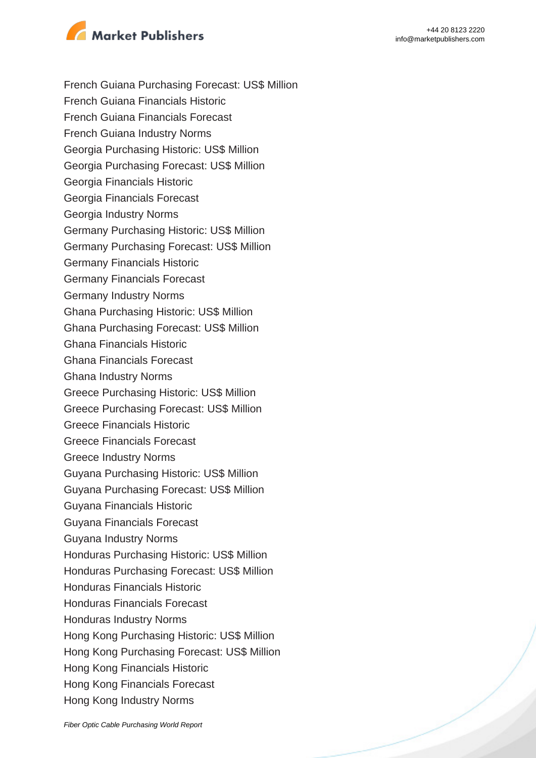French Guiana Purchasing Forecast: US$ Million
French Guiana Financials Historic
French Guiana Financials Forecast
French Guiana Industry Norms
Georgia Purchasing Historic: US$ Million
Georgia Purchasing Forecast: US$ Million
Georgia Financials Historic
Georgia Financials Forecast
Georgia Industry Norms
Germany Purchasing Historic: US$ Million
Germany Purchasing Forecast: US$ Million
Germany Financials Historic
Germany Financials Forecast
Germany Industry Norms
Ghana Purchasing Historic: US$ Million
Ghana Purchasing Forecast: US$ Million
Ghana Financials Historic
Ghana Financials Forecast
Ghana Industry Norms
Greece Purchasing Historic: US$ Million
Greece Purchasing Forecast: US$ Million
Greece Financials Historic
Greece Financials Forecast
Greece Industry Norms
Guyana Purchasing Historic: US$ Million
Guyana Purchasing Forecast: US$ Million
Guyana Financials Historic
Guyana Financials Forecast
Guyana Industry Norms
Honduras Purchasing Historic: US$ Million
Honduras Purchasing Forecast: US$ Million
Honduras Financials Historic
Honduras Financials Forecast
Honduras Industry Norms
Hong Kong Purchasing Historic: US$ Million
Hong Kong Purchasing Forecast: US$ Million
Hong Kong Financials Historic
Hong Kong Financials Forecast
Hong Kong Industry Norms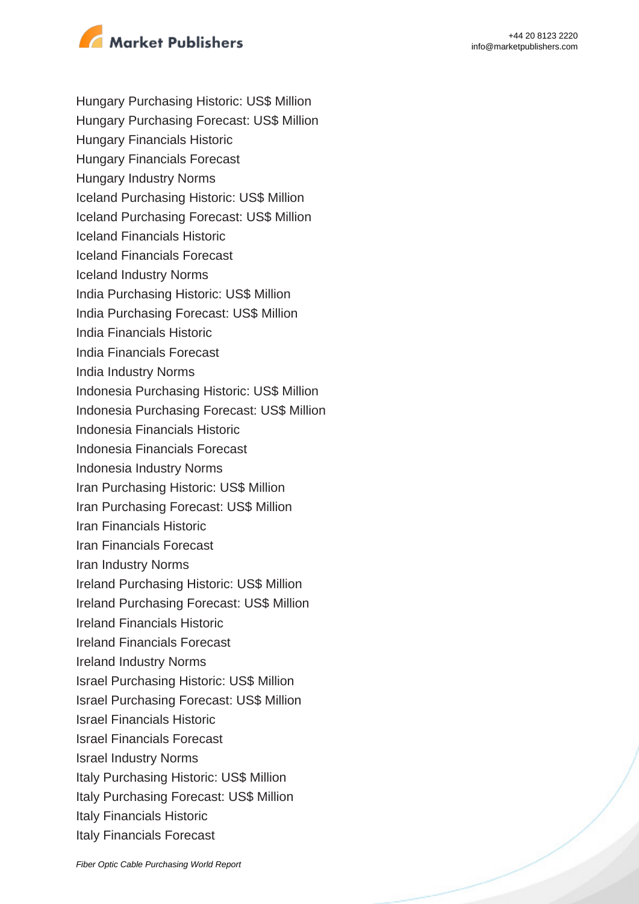Hungary Purchasing Historic: US$ Million
Hungary Purchasing Forecast: US$ Million
Hungary Financials Historic
Hungary Financials Forecast
Hungary Industry Norms
Iceland Purchasing Historic: US$ Million
Iceland Purchasing Forecast: US$ Million
Iceland Financials Historic
Iceland Financials Forecast
Iceland Industry Norms
India Purchasing Historic: US$ Million
India Purchasing Forecast: US$ Million
India Financials Historic
India Financials Forecast
India Industry Norms
Indonesia Purchasing Historic: US$ Million
Indonesia Purchasing Forecast: US$ Million
Indonesia Financials Historic
Indonesia Financials Forecast
Indonesia Industry Norms
Iran Purchasing Historic: US$ Million
Iran Purchasing Forecast: US$ Million
Iran Financials Historic
Iran Financials Forecast
Iran Industry Norms
Ireland Purchasing Historic: US$ Million
Ireland Purchasing Forecast: US$ Million
Ireland Financials Historic
Ireland Financials Forecast
Ireland Industry Norms
Israel Purchasing Historic: US$ Million
Israel Purchasing Forecast: US$ Million
Israel Financials Historic
Israel Financials Forecast
Israel Industry Norms
Italy Purchasing Historic: US$ Million
Italy Purchasing Forecast: US$ Million
Italy Financials Historic
Italy Financials Forecast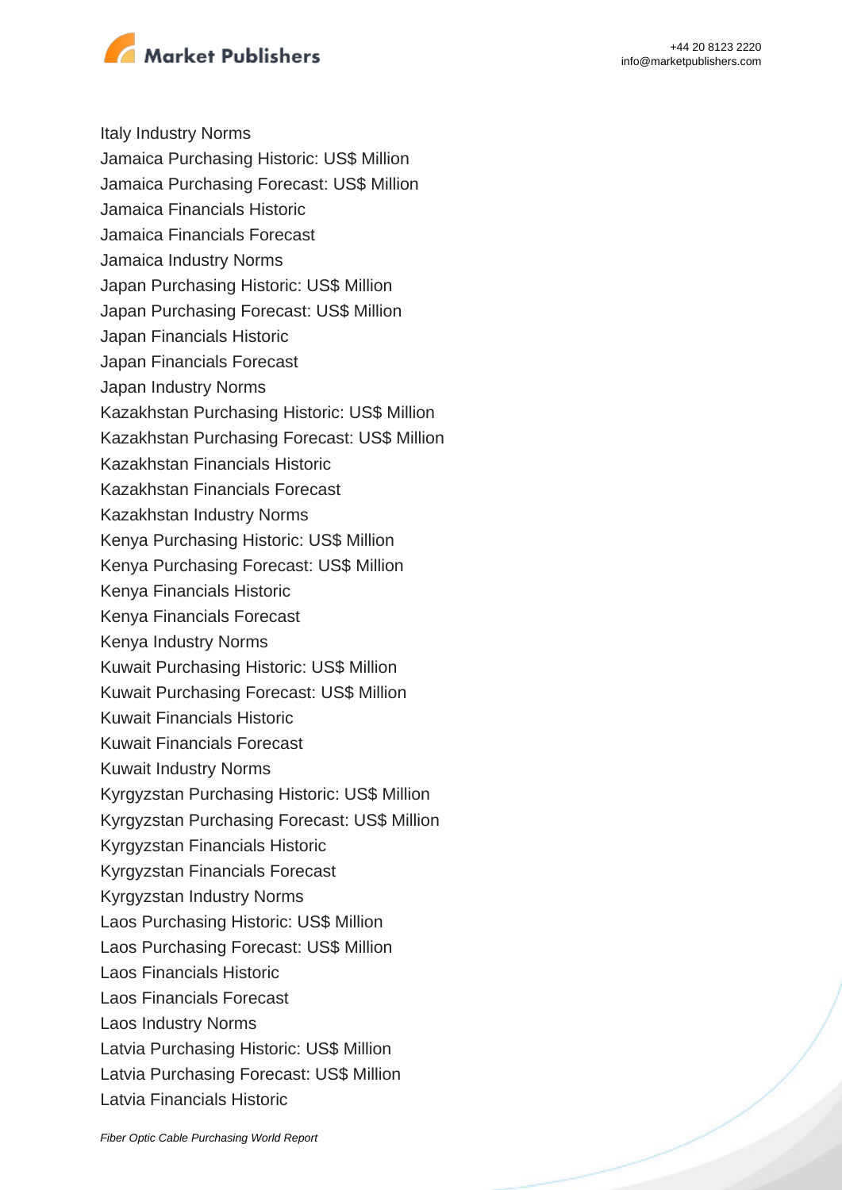Italy Industry Norms
Jamaica Purchasing Historic: US$ Million
Jamaica Purchasing Forecast: US$ Million
Jamaica Financials Historic
Jamaica Financials Forecast
Jamaica Industry Norms
Japan Purchasing Historic: US$ Million
Japan Purchasing Forecast: US$ Million
Japan Financials Historic
Japan Financials Forecast
Japan Industry Norms
Kazakhstan Purchasing Historic: US$ Million
Kazakhstan Purchasing Forecast: US$ Million
Kazakhstan Financials Historic
Kazakhstan Financials Forecast
Kazakhstan Industry Norms
Kenya Purchasing Historic: US$ Million
Kenya Purchasing Forecast: US$ Million
Kenya Financials Historic
Kenya Financials Forecast
Kenya Industry Norms
Kuwait Purchasing Historic: US$ Million
Kuwait Purchasing Forecast: US$ Million
Kuwait Financials Historic
Kuwait Financials Forecast
Kuwait Industry Norms
Kyrgyzstan Purchasing Historic: US$ Million
Kyrgyzstan Purchasing Forecast: US$ Million
Kyrgyzstan Financials Historic
Kyrgyzstan Financials Forecast
Kyrgyzstan Industry Norms
Laos Purchasing Historic: US$ Million
Laos Purchasing Forecast: US$ Million
Laos Financials Historic
Laos Financials Forecast
Laos Industry Norms
Latvia Purchasing Historic: US$ Million
Latvia Purchasing Forecast: US$ Million
Latvia Financials Historic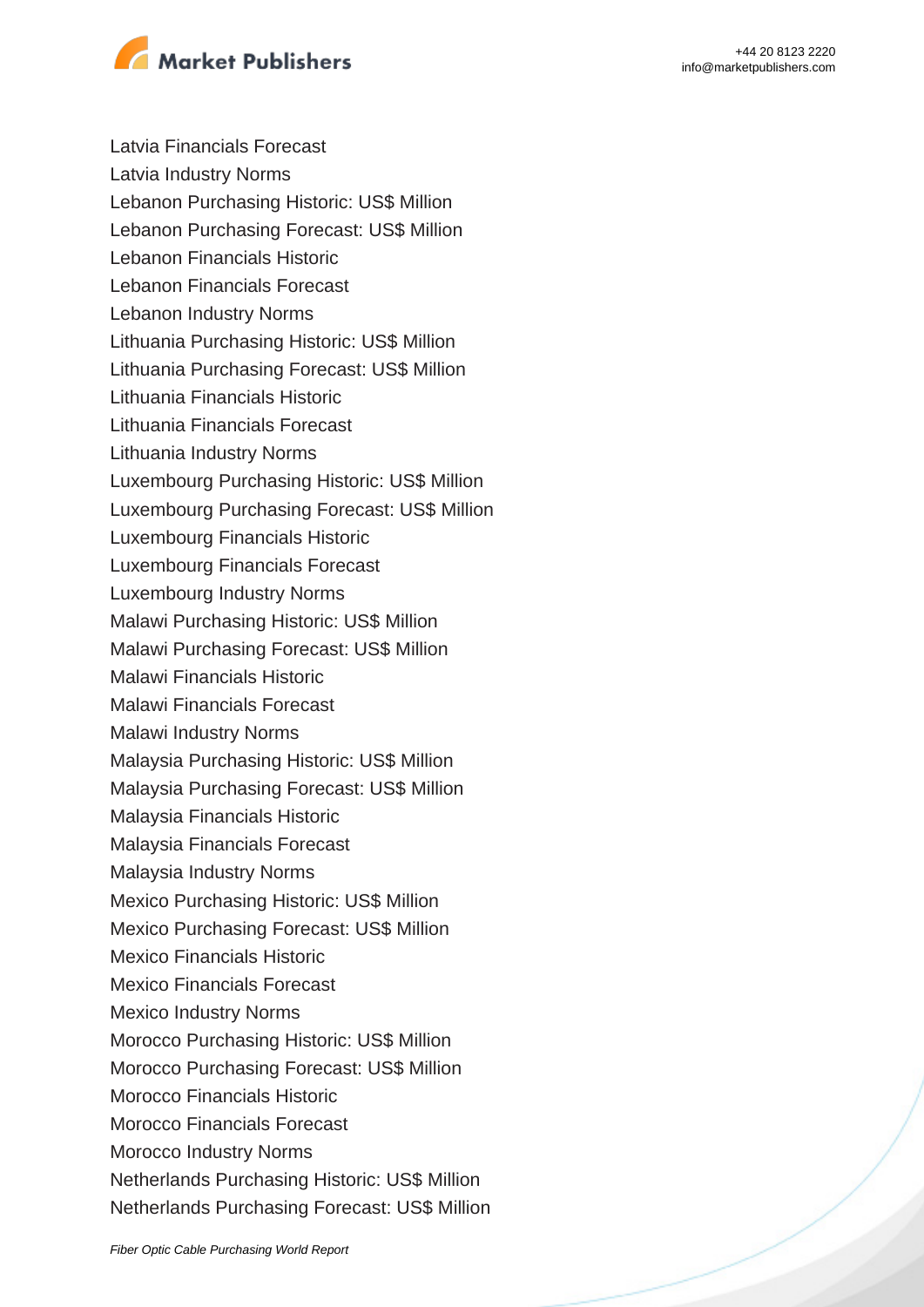Latvia Financials Forecast
Latvia Industry Norms
Lebanon Purchasing Historic: US$ Million
Lebanon Purchasing Forecast: US$ Million
Lebanon Financials Historic
Lebanon Financials Forecast
Lebanon Industry Norms
Lithuania Purchasing Historic: US$ Million
Lithuania Purchasing Forecast: US$ Million
Lithuania Financials Historic
Lithuania Financials Forecast
Lithuania Industry Norms
Luxembourg Purchasing Historic: US$ Million
Luxembourg Purchasing Forecast: US$ Million
Luxembourg Financials Historic
Luxembourg Financials Forecast
Luxembourg Industry Norms
Malawi Purchasing Historic: US$ Million
Malawi Purchasing Forecast: US$ Million
Malawi Financials Historic
Malawi Financials Forecast
Malawi Industry Norms
Malaysia Purchasing Historic: US$ Million
Malaysia Purchasing Forecast: US$ Million
Malaysia Financials Historic
Malaysia Financials Forecast
Malaysia Industry Norms
Mexico Purchasing Historic: US$ Million
Mexico Purchasing Forecast: US$ Million
Mexico Financials Historic
Mexico Financials Forecast
Mexico Industry Norms
Morocco Purchasing Historic: US$ Million
Morocco Purchasing Forecast: US$ Million
Morocco Financials Historic
Morocco Financials Forecast
Morocco Industry Norms
Netherlands Purchasing Historic: US$ Million
Netherlands Purchasing Forecast: US$ Million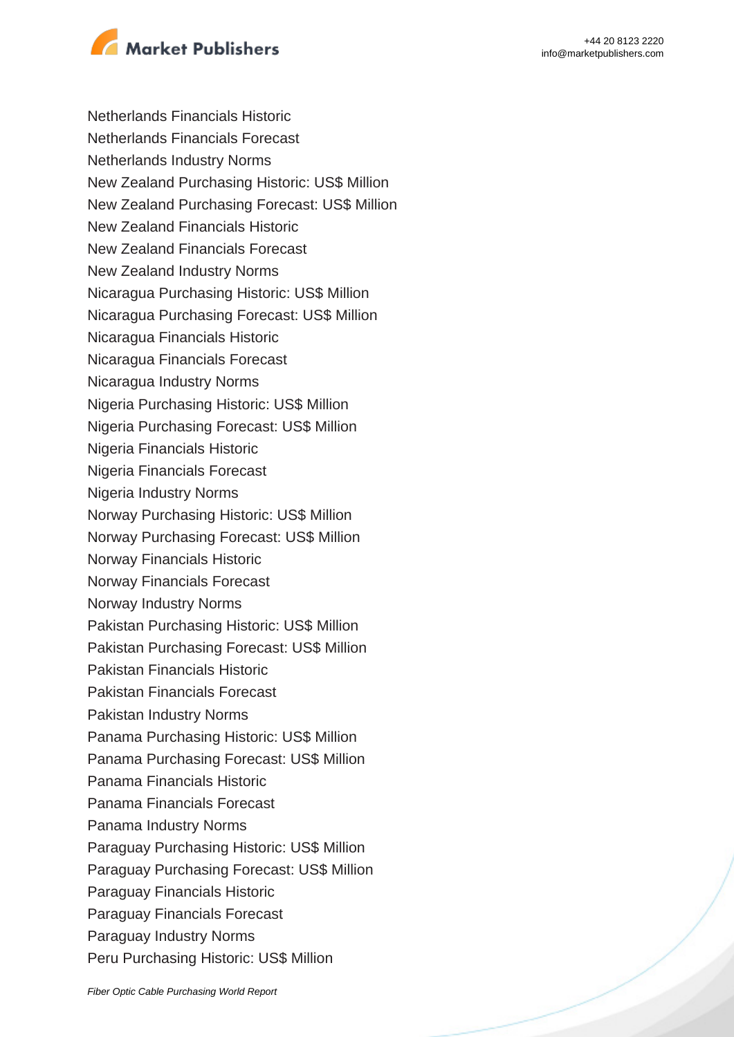Netherlands Financials Historic
Netherlands Financials Forecast
Netherlands Industry Norms
New Zealand Purchasing Historic: US$ Million
New Zealand Purchasing Forecast: US$ Million
New Zealand Financials Historic
New Zealand Financials Forecast
New Zealand Industry Norms
Nicaragua Purchasing Historic: US$ Million
Nicaragua Purchasing Forecast: US$ Million
Nicaragua Financials Historic
Nicaragua Financials Forecast
Nicaragua Industry Norms
Nigeria Purchasing Historic: US$ Million
Nigeria Purchasing Forecast: US$ Million
Nigeria Financials Historic
Nigeria Financials Forecast
Nigeria Industry Norms
Norway Purchasing Historic: US$ Million
Norway Purchasing Forecast: US$ Million
Norway Financials Historic
Norway Financials Forecast
Norway Industry Norms
Pakistan Purchasing Historic: US$ Million
Pakistan Purchasing Forecast: US$ Million
Pakistan Financials Historic
Pakistan Financials Forecast
Pakistan Industry Norms
Panama Purchasing Historic: US$ Million
Panama Purchasing Forecast: US$ Million
Panama Financials Historic
Panama Financials Forecast
Panama Industry Norms
Paraguay Purchasing Historic: US$ Million
Paraguay Purchasing Forecast: US$ Million
Paraguay Financials Historic
Paraguay Financials Forecast
Paraguay Industry Norms
Peru Purchasing Historic: US$ Million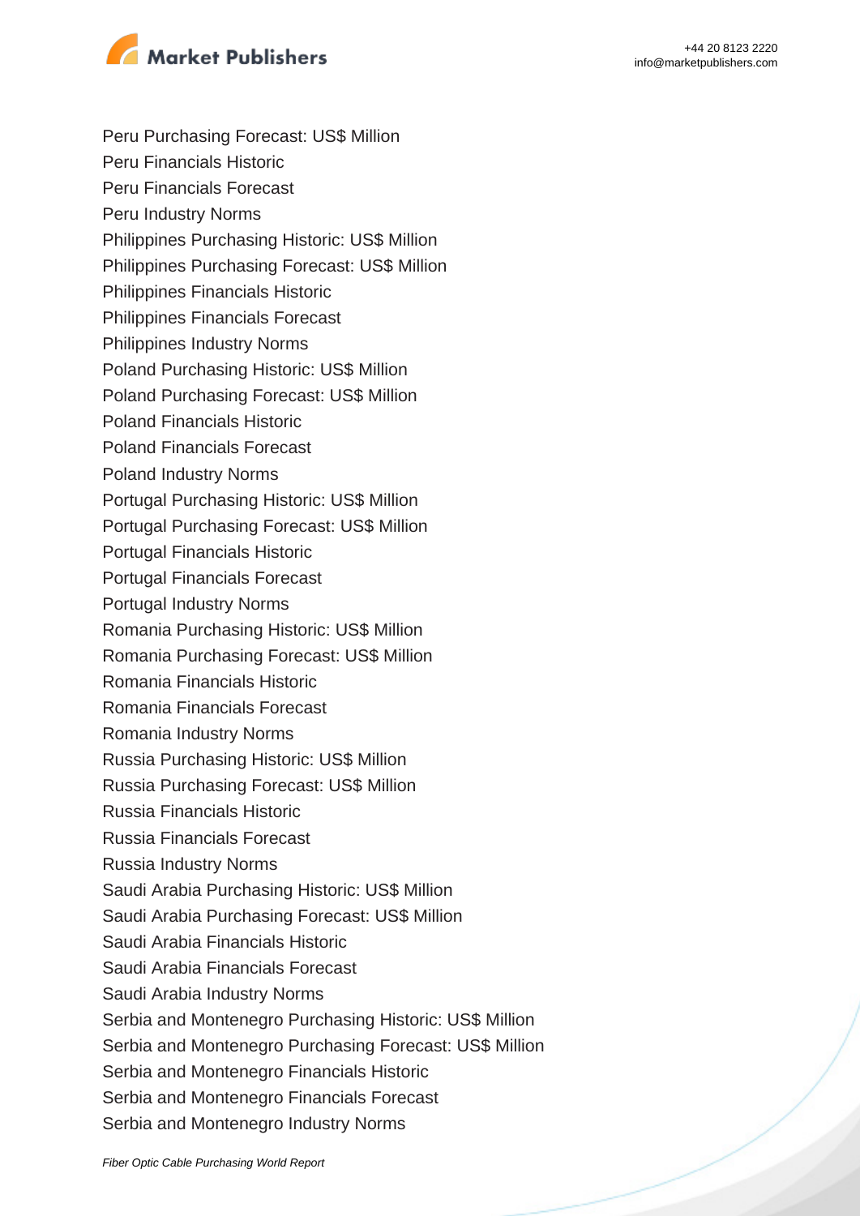Peru Purchasing Forecast: US$ Million
Peru Financials Historic
Peru Financials Forecast
Peru Industry Norms
Philippines Purchasing Historic: US$ Million
Philippines Purchasing Forecast: US$ Million
Philippines Financials Historic
Philippines Financials Forecast
Philippines Industry Norms
Poland Purchasing Historic: US$ Million
Poland Purchasing Forecast: US$ Million
Poland Financials Historic
Poland Financials Forecast
Poland Industry Norms
Portugal Purchasing Historic: US$ Million
Portugal Purchasing Forecast: US$ Million
Portugal Financials Historic
Portugal Financials Forecast
Portugal Industry Norms
Romania Purchasing Historic: US$ Million
Romania Purchasing Forecast: US$ Million
Romania Financials Historic
Romania Financials Forecast
Romania Industry Norms
Russia Purchasing Historic: US$ Million
Russia Purchasing Forecast: US$ Million
Russia Financials Historic
Russia Financials Forecast
Russia Industry Norms
Saudi Arabia Purchasing Historic: US$ Million
Saudi Arabia Purchasing Forecast: US$ Million
Saudi Arabia Financials Historic
Saudi Arabia Financials Forecast
Saudi Arabia Industry Norms
Serbia and Montenegro Purchasing Historic: US$ Million
Serbia and Montenegro Purchasing Forecast: US$ Million
Serbia and Montenegro Financials Historic
Serbia and Montenegro Financials Forecast
Serbia and Montenegro Industry Norms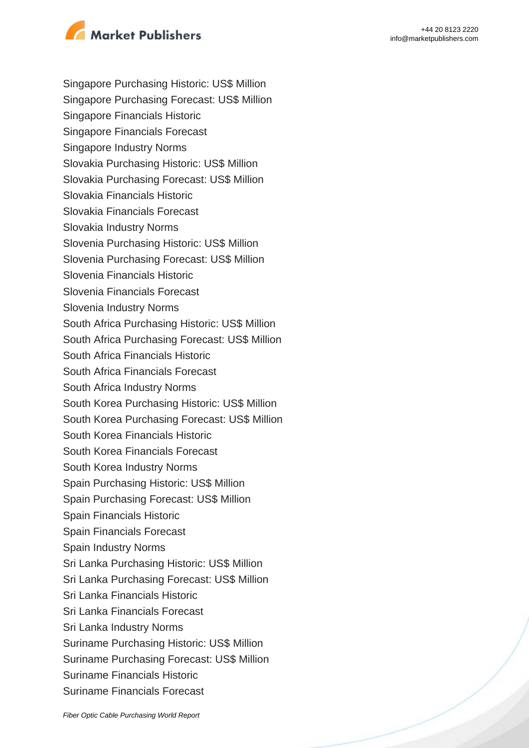Singapore Purchasing Historic: US$ Million
Singapore Purchasing Forecast: US$ Million
Singapore Financials Historic
Singapore Financials Forecast
Singapore Industry Norms
Slovakia Purchasing Historic: US$ Million
Slovakia Purchasing Forecast: US$ Million
Slovakia Financials Historic
Slovakia Financials Forecast
Slovakia Industry Norms
Slovenia Purchasing Historic: US$ Million
Slovenia Purchasing Forecast: US$ Million
Slovenia Financials Historic
Slovenia Financials Forecast
Slovenia Industry Norms
South Africa Purchasing Historic: US$ Million
South Africa Purchasing Forecast: US$ Million
South Africa Financials Historic
South Africa Financials Forecast
South Africa Industry Norms
South Korea Purchasing Historic: US$ Million
South Korea Purchasing Forecast: US$ Million
South Korea Financials Historic
South Korea Financials Forecast
South Korea Industry Norms
Spain Purchasing Historic: US$ Million
Spain Purchasing Forecast: US$ Million
Spain Financials Historic
Spain Financials Forecast
Spain Industry Norms
Sri Lanka Purchasing Historic: US$ Million
Sri Lanka Purchasing Forecast: US$ Million
Sri Lanka Financials Historic
Sri Lanka Financials Forecast
Sri Lanka Industry Norms
Suriname Purchasing Historic: US$ Million
Suriname Purchasing Forecast: US$ Million
Suriname Financials Historic
Suriname Financials Forecast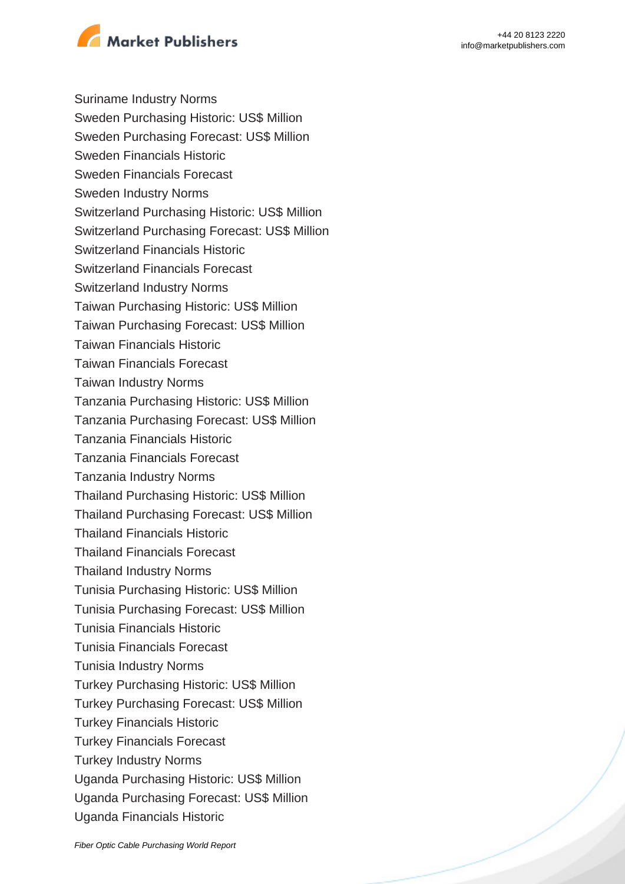Suriname Industry Norms
Sweden Purchasing Historic: US$ Million
Sweden Purchasing Forecast: US$ Million
Sweden Financials Historic
Sweden Financials Forecast
Sweden Industry Norms
Switzerland Purchasing Historic: US$ Million
Switzerland Purchasing Forecast: US$ Million
Switzerland Financials Historic
Switzerland Financials Forecast
Switzerland Industry Norms
Taiwan Purchasing Historic: US$ Million
Taiwan Purchasing Forecast: US$ Million
Taiwan Financials Historic
Taiwan Financials Forecast
Taiwan Industry Norms
Tanzania Purchasing Historic: US$ Million
Tanzania Purchasing Forecast: US$ Million
Tanzania Financials Historic
Tanzania Financials Forecast
Tanzania Industry Norms
Thailand Purchasing Historic: US$ Million
Thailand Purchasing Forecast: US$ Million
Thailand Financials Historic
Thailand Financials Forecast
Thailand Industry Norms
Tunisia Purchasing Historic: US$ Million
Tunisia Purchasing Forecast: US$ Million
Tunisia Financials Historic
Tunisia Financials Forecast
Tunisia Industry Norms
Turkey Purchasing Historic: US$ Million
Turkey Purchasing Forecast: US$ Million
Turkey Financials Historic
Turkey Financials Forecast
Turkey Industry Norms
Uganda Purchasing Historic: US$ Million
Uganda Purchasing Forecast: US$ Million
Uganda Financials Historic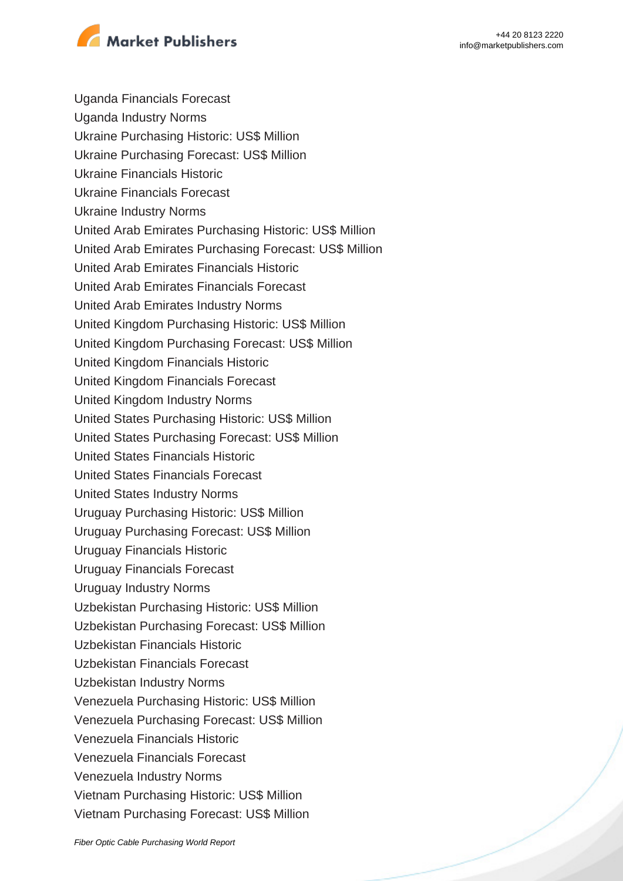Uganda Financials Forecast
Uganda Industry Norms
Ukraine Purchasing Historic: US$ Million
Ukraine Purchasing Forecast: US$ Million
Ukraine Financials Historic
Ukraine Financials Forecast
Ukraine Industry Norms
United Arab Emirates Purchasing Historic: US$ Million
United Arab Emirates Purchasing Forecast: US$ Million
United Arab Emirates Financials Historic
United Arab Emirates Financials Forecast
United Arab Emirates Industry Norms
United Kingdom Purchasing Historic: US$ Million
United Kingdom Purchasing Forecast: US$ Million
United Kingdom Financials Historic
United Kingdom Financials Forecast
United Kingdom Industry Norms
United States Purchasing Historic: US$ Million
United States Purchasing Forecast: US$ Million
United States Financials Historic
United States Financials Forecast
United States Industry Norms
Uruguay Purchasing Historic: US$ Million
Uruguay Purchasing Forecast: US$ Million
Uruguay Financials Historic
Uruguay Financials Forecast
Uruguay Industry Norms
Uzbekistan Purchasing Historic: US$ Million
Uzbekistan Purchasing Forecast: US$ Million
Uzbekistan Financials Historic
Uzbekistan Financials Forecast
Uzbekistan Industry Norms
Venezuela Purchasing Historic: US$ Million
Venezuela Purchasing Forecast: US$ Million
Venezuela Financials Historic
Venezuela Financials Forecast
Venezuela Industry Norms
Vietnam Purchasing Historic: US$ Million
Vietnam Purchasing Forecast: US$ Million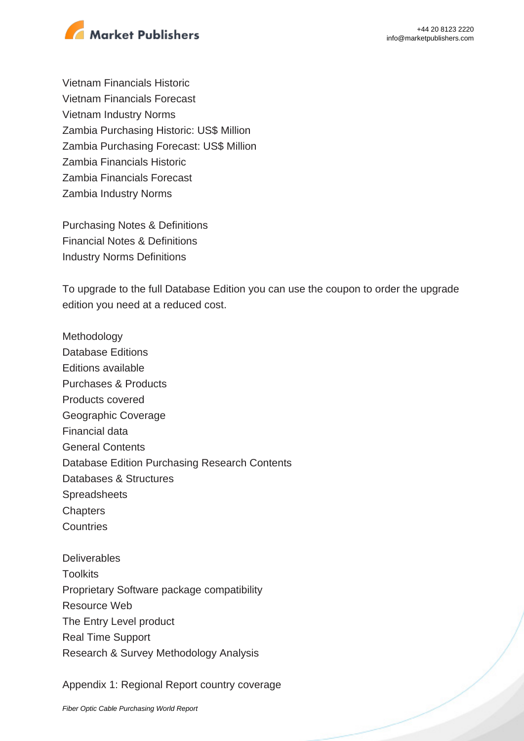Vietnam Financials Historic
Vietnam Financials Forecast
Vietnam Industry Norms
Zambia Purchasing Historic: US$ Million
Zambia Purchasing Forecast: US$ Million
Zambia Financials Historic
Zambia Financials Forecast
Zambia Industry Norms

Purchasing Notes & Definitions
Financial Notes & Definitions
Industry Norms Definitions

To upgrade to the full Database Edition you can use the coupon to order the upgrade edition you need at a reduced cost.

Methodology
Database Editions
Editions available
Purchases & Products
Products covered
Geographic Coverage
Financial data
General Contents
Database Edition Purchasing Research Contents
Databases & Structures
Spreadsheets
Chapters
Countries

Deliverables
Toolkits
Proprietary Software package compatibility
Resource Web
The Entry Level product
Real Time Support
Research & Survey Methodology Analysis

Appendix 1: Regional Report country coverage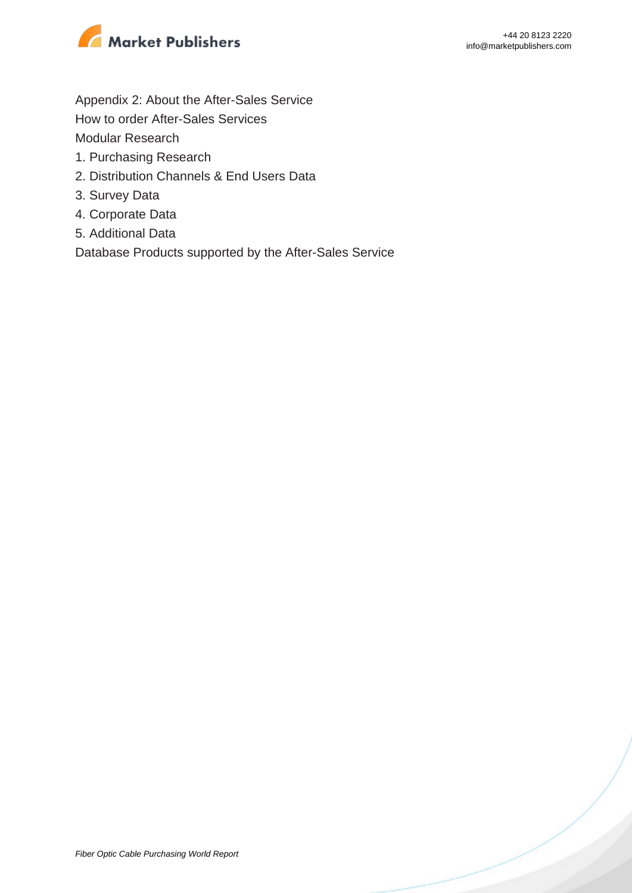Appendix 2: About the After-Sales Service

How to order After-Sales Services

Modular Research

1. Purchasing Research
2. Distribution Channels & End Users Data
3. Survey Data
4. Corporate Data
5. Additional Data

Database Products supported by the After-Sales Service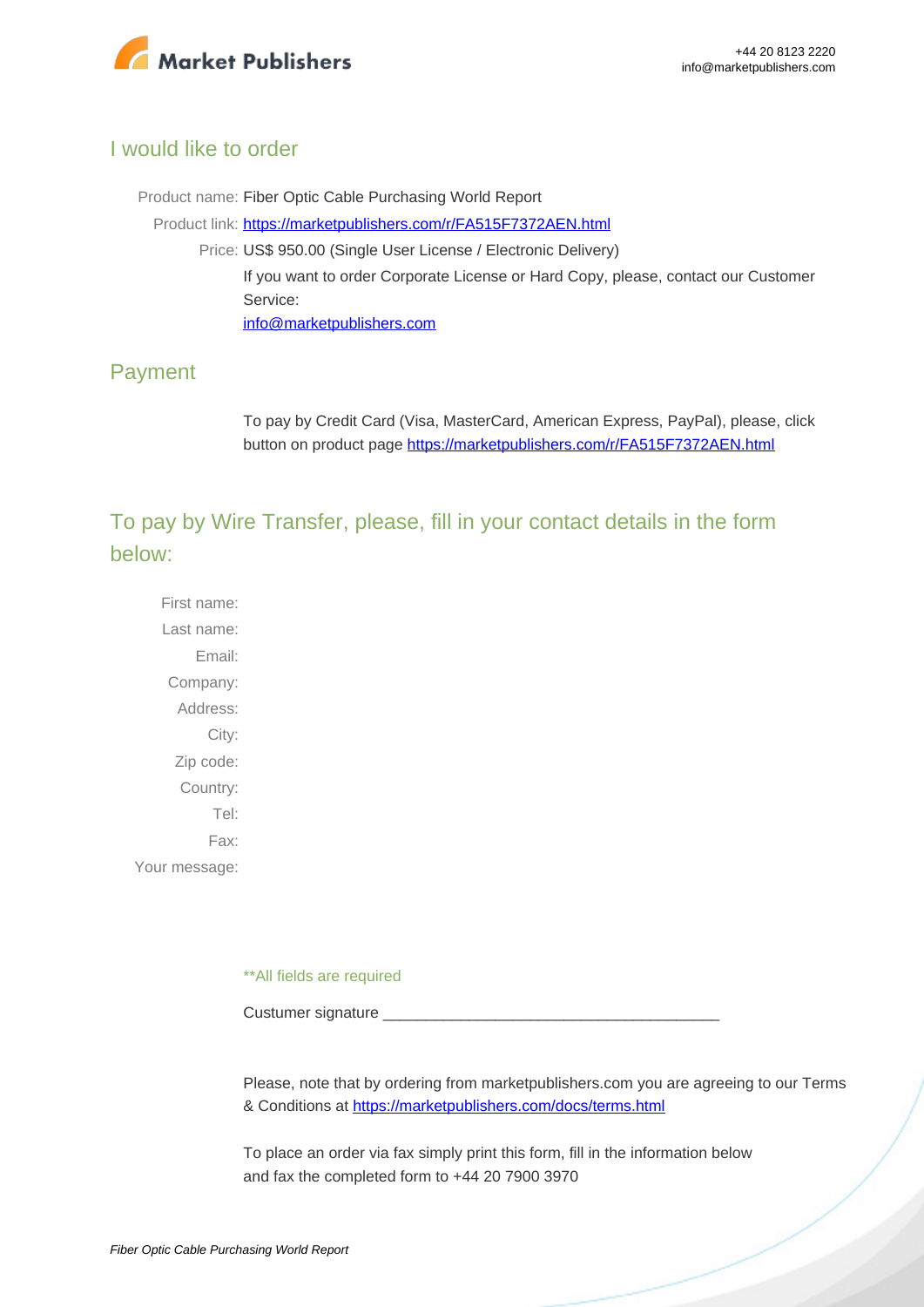## I would like to order

Product name: Fiber Optic Cable Purchasing World Report

Product link: https://marketpublishers.com/r/FA515F7372AEN.html

Price: US$ 950.00 (Single User License / Electronic Delivery)

If you want to order Corporate License or Hard Copy, please, contact our Customer Service:

info@marketpublishers.com

## Payment

To pay by Credit Card (Visa, MasterCard, American Express, PayPal), please, click button on product page https://marketpublishers.com/r/FA515F7372AEN.html

## To pay by Wire Transfer, please, fill in your contact details in the form below:

First name:

Last name:

Email:

Company:

Address:

City:

Zip code:

Country:

Tel:

Fax:

Your message:

**All fields are required

Custumer signature _______________________________________

Please, note that by ordering from marketpublishers.com you are agreeing to our Terms & Conditions at https://marketpublishers.com/docs/terms.html

To place an order via fax simply print this form, fill in the information below and fax the completed form to +44 20 7900 3970